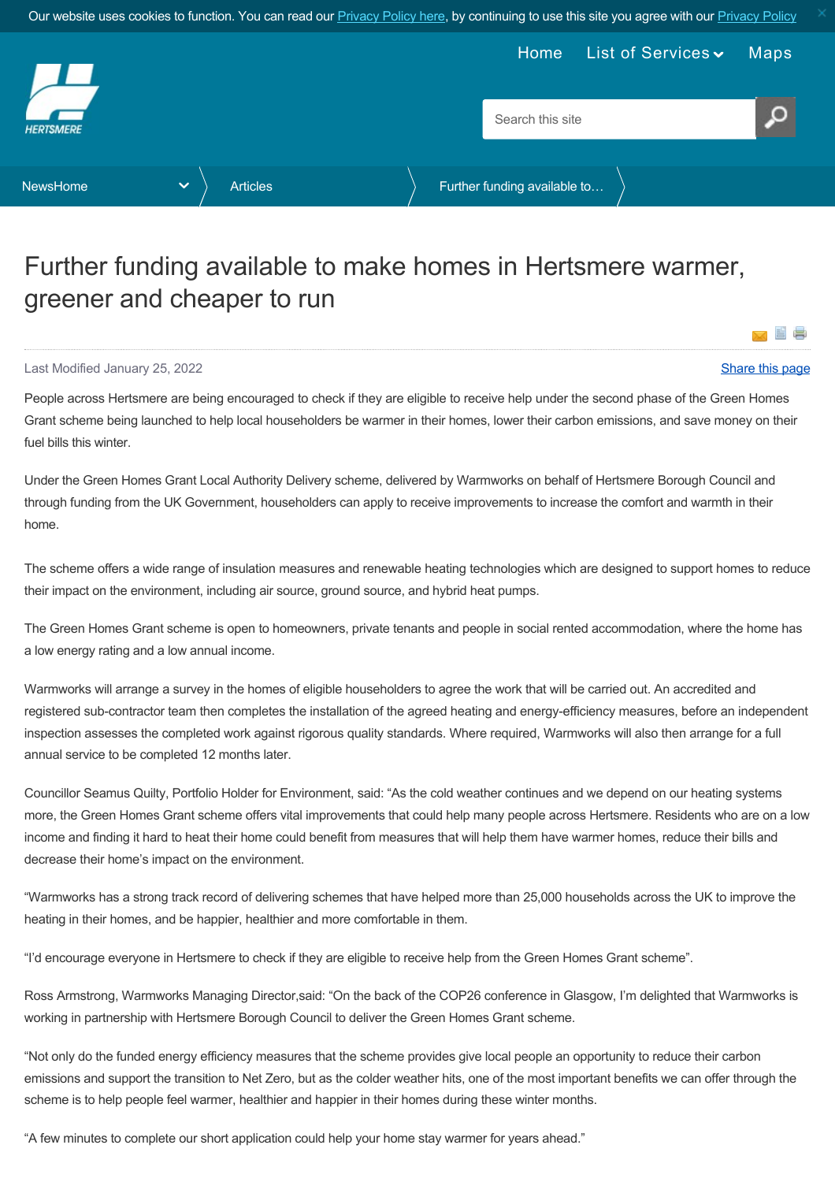# Further funding available to make homes in Hertsmere warmer, greener and cheaper to run

Last Modified January 25, 2022

People across Hertsmere are being encouraged to check if they are eligible to receive help under the second phase of the Green Homes Grant scheme being launched to help local householders be warmer in their homes, lower their carbon emissions, and save money on their fuel bills this winter.

Under the Green Homes Grant Local Authority Delivery scheme, delivered by Warmworks on behalf of Hertsmere Borough Council and through funding from the UK Government, householders can apply to receive improvements to increase the comfort and warmth in their home.

The scheme offers a wide range of insulation measures and renewable heating technologies which are designed to support homes to reduce their impact on the environment, including air source, ground source, and hybrid heat pumps.

The Green Homes Grant scheme is open to homeowners, private tenants and people in social rented accommodation, where the home has a low energy rating and a low annual income.

Warmworks will arrange a survey in the homes of eligible householders to agree the work that will be carried out. An accredited and registered sub-contractor team then completes the installation of the agreed heating and energy-efficiency measures, before an independent inspection assesses the completed work against rigorous quality standards. Where required, Warmworks will also then arrange for a full annual service to be completed 12 months later.

Councillor Seamus Quilty, Portfolio Holder for Environment, said: "As the cold weather continues and we depend on our heating systems more, the Green Homes Grant scheme offers vital improvements that could help many people across Hertsmere. Residents who are on a low income and finding it hard to heat their home could benefit from measures that will help them have warmer homes, reduce their bills and decrease their home's impact on the environment.

"Warmworks has a strong track record of delivering schemes that have helped more than 25,000 households across the UK to improve the heating in their homes, and be happier, healthier and more comfortable in them.

"I'd encourage everyone in Hertsmere to check if they are eligible to receive help from the Green Homes Grant scheme".

Ross Armstrong, Warmworks Managing Director,said: "On the back of the COP26 conference in Glasgow, I'm delighted that Warmworks is working in partnership with Hertsmere Borough Council to deliver the Green Homes Grant scheme.

"Not only do the funded energy efficiency measures that the scheme provides give local people an opportunity to reduce their carbon emissions and support the transition to Net Zero, but as the colder weather hits, one of the most important benefits we can offer through the scheme is to help people feel warmer, healthier and happier in their homes during these winter months.

"A few minutes to complete our short application could help your home stay warmer for years ahead."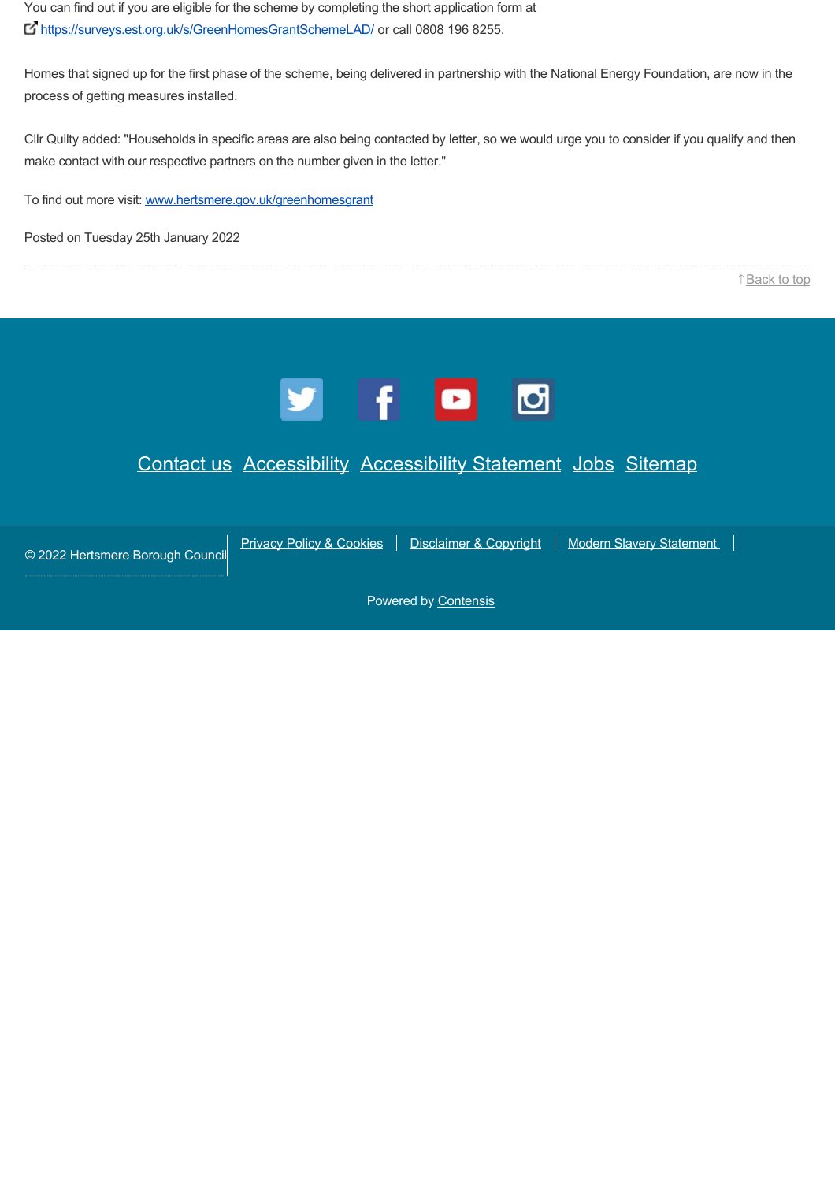You can find out if you are eligible for the scheme by completing the short application form at https://surveys.est.org.uk/s/GreenHomesGrantSchemeLAD/ or call 0808 196 8255.

Homes that signed up for the first phase of the scheme, being delivered in partnership with the National Energy Foundation, are now in the process of getting measures installed.

Cllr Quilty added: "Households in specific areas are also being contacted by letter, so we would urge you to consider if you qualify and then make contact with our respective partners on the number given in the letter."

To find out more visit: www.hertsmere.gov.uk/greenhomesgrant

Posted on Tuesday 25th January 2022

↑ Back to top

Contact us Accessibility Accessibility Statement Jobs Sitemap

© 2022 Hertsmere Borough Council | Privacy Policy & Cookies | Disclaimer & Copyright | Modern Slavery Statement

Powered by Contensis